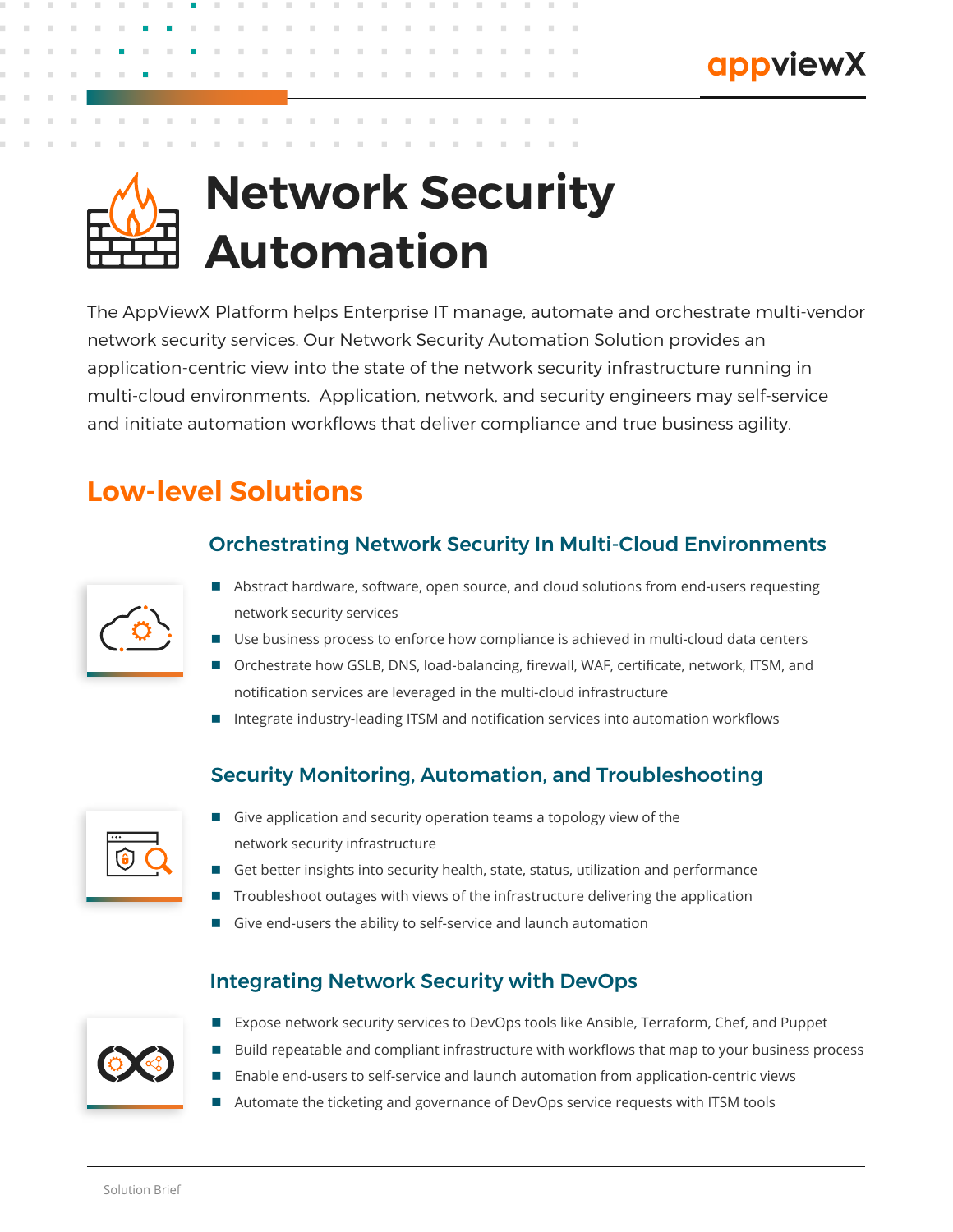# Network Security Automation

The AppViewX Platform helps Enterprise IT manage, automate and orchestrate multi-vendor network security services. Our Network Security Automation Solution provides an application-centric view into the state of the network security infrastructure running in multi-cloud environments. Application, network, and security engineers may self-service and initiate automation workflows that deliver compliance and true business agility.

## Low-level Solutions

### Orchestrating Network Security In Multi-Cloud Environments

- Abstract hardware, software, open source, and cloud solutions from end-users requesting network security services
- Use business process to enforce how compliance is achieved in multi-cloud data centers
- Orchestrate how GSLB, DNS, load-balancing, firewall, WAF, certificate, network, ITSM, and notification services are leveraged in the multi-cloud infrastructure
- Integrate industry-leading ITSM and notification services into automation workflows

### Security Monitoring, Automation, and Troubleshooting

- Give application and security operation teams a topology view of the network security infrastructure
- Get better insights into security health, state, status, utilization and performance
- Troubleshoot outages with views of the infrastructure delivering the application
- Give end-users the ability to self-service and launch automation

### Integrating Network Security with DevOps

- Expose network security services to DevOps tools like Ansible, Terraform, Chef, and Puppet
- Build repeatable and compliant infrastructure with workflows that map to your business process
- Enable end-users to self-service and launch automation from application-centric views
- Automate the ticketing and governance of DevOps service requests with ITSM tools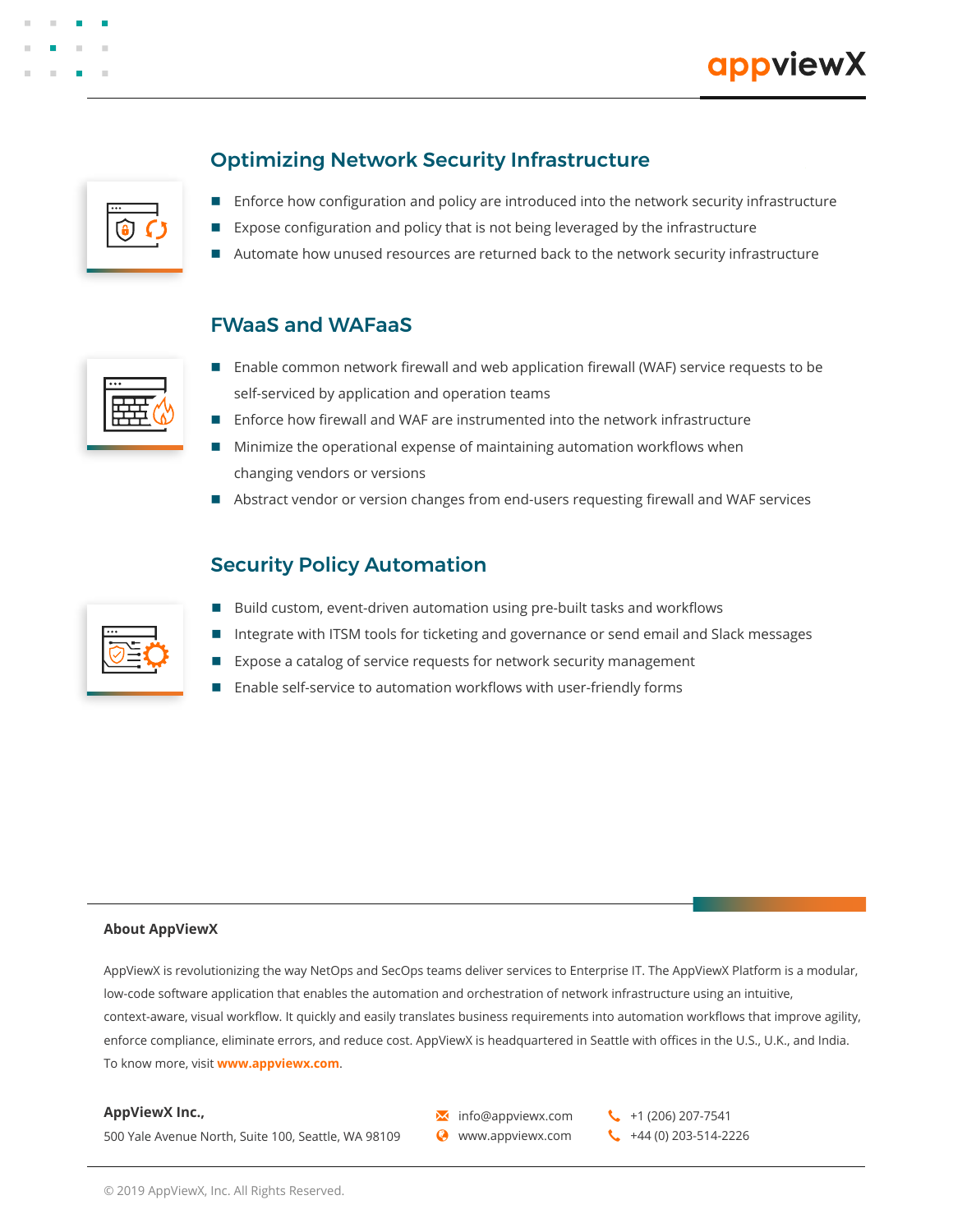## Optimizing Network Security Infrastructure

- Enforce how configuration and policy are introduced into the network security infrastructure
- Expose configuration and policy that is not being leveraged by the infrastructure
- Automate how unused resources are returned back to the network security infrastructure

## FWaaS and WAFaaS

- Enable common network firewall and web application firewall (WAF) service requests to be self-serviced by application and operation teams
- Enforce how firewall and WAF are instrumented into the network infrastructure
- Minimize the operational expense of maintaining automation workflows when changing vendors or versions
- Abstract vendor or version changes from end-users requesting firewall and WAF services

## Security Policy Automation

- Build custom, event-driven automation using pre-built tasks and workflows
- Integrate with ITSM tools for ticketing and governance or send email and Slack messages
- Expose a catalog of service requests for network security management
- Enable self-service to automation workflows with user-friendly forms

**About AppViewX**

AppViewX is revolutionizing the way NetOps and SecOps teams deliver services to Enterprise IT. The AppViewX Platform is a modular, low-code software application that enables the automation and orchestration of network infrastructure using an intuitive, context-aware, visual workflow. It quickly and easily translates business requirements into automation workflows that improve agility, enforce compliance, eliminate errors, and reduce cost. AppViewX is headquartered in Seattle with offices in the U.S., U.K., and India. To know more, visit **www.appviewx.com**.

**AppViewX Inc.,**
500 Yale Avenue North, Suite 100, Seattle, WA 98109

info@appviewx.com
www.appviewx.com

+1 (206) 207-7541
+44 (0) 203-514-2226

© 2019 AppViewX, Inc. All Rights Reserved.